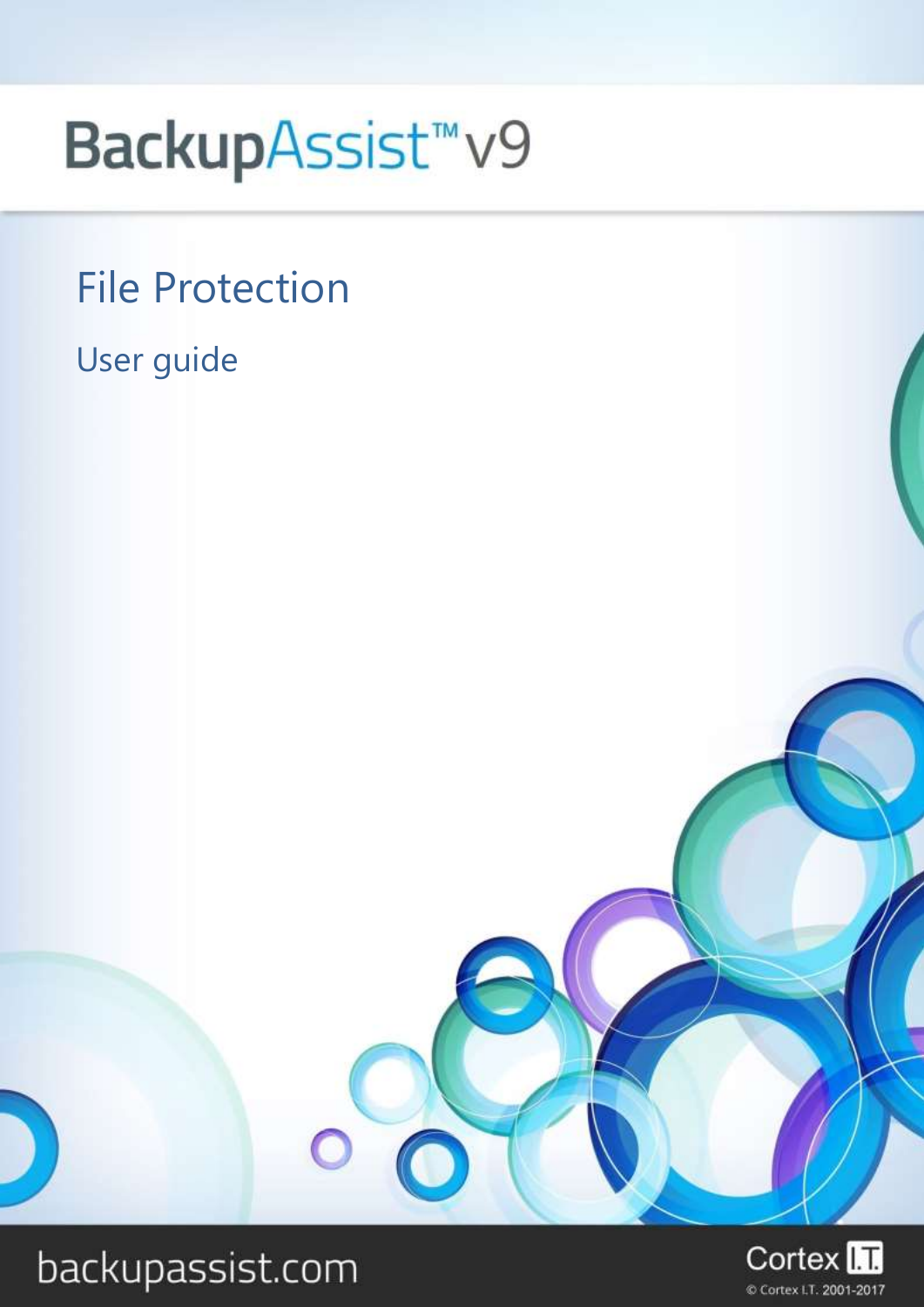# BackupAssist™ v9

## File Protection

### User guide

backupassist.com

Cortex I.T.

© Cortex I.T. 2001-2017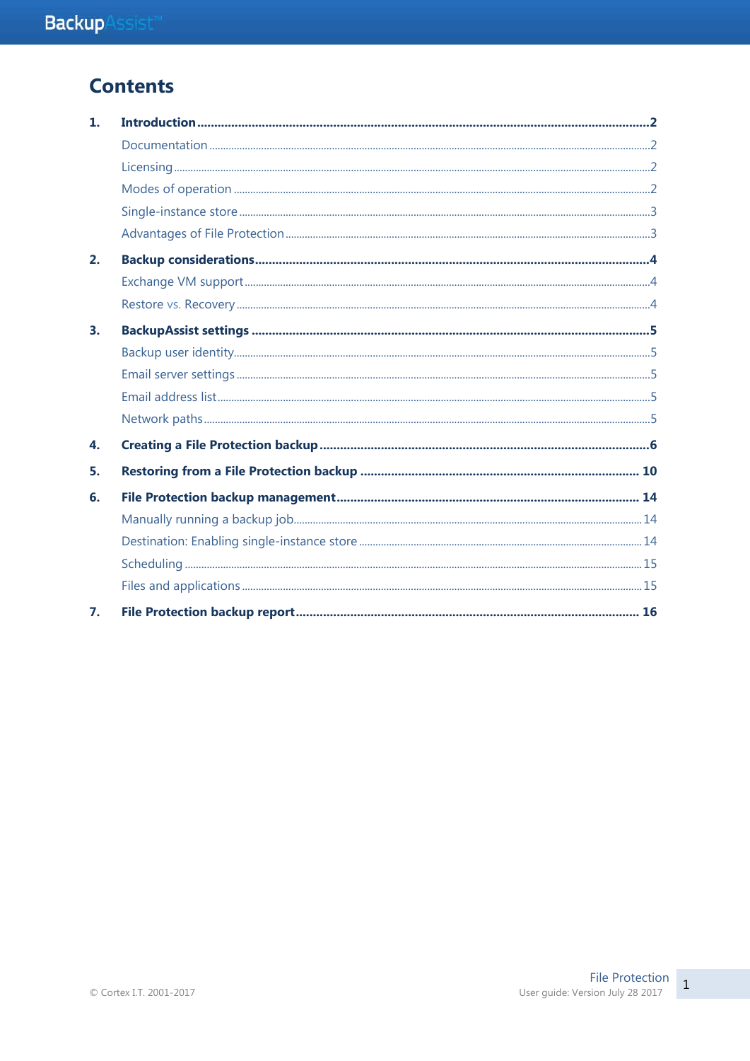# Contents

1. **Introduction** .......... **2**
   - Documentation .......... 2
   - Licensing .......... 2
   - Modes of operation .......... 2
   - Single-instance store .......... 3
   - Advantages of File Protection .......... 3
2. **Backup considerations** .......... **4**
   - Exchange VM support .......... 4
   - Restore vs. Recovery .......... 4
3. **BackupAssist settings** .......... **5**
   - Backup user identity .......... 5
   - Email server settings .......... 5
   - Email address list .......... 5
   - Network paths .......... 5
4. **Creating a File Protection backup** .......... **6**
5. **Restoring from a File Protection backup** .......... **10**
6. **File Protection backup management** .......... **14**
   - Manually running a backup job .......... 14
   - Destination: Enabling single-instance store .......... 14
   - Scheduling .......... 15
   - Files and applications .......... 15
7. **File Protection backup report** .......... **16**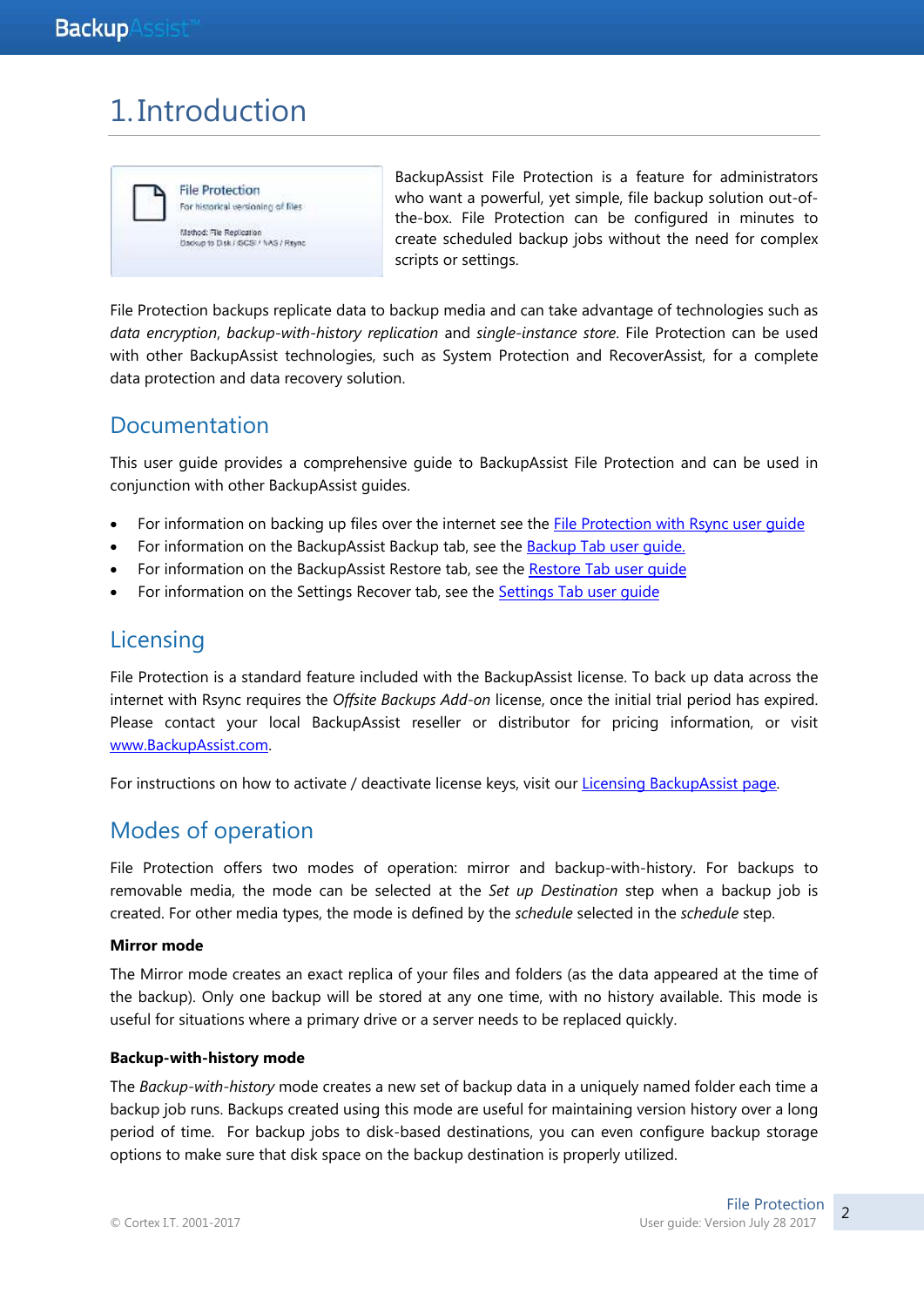# 1. Introduction

BackupAssist File Protection is a feature for administrators who want a powerful, yet simple, file backup solution out-of-the-box. File Protection can be configured in minutes to create scheduled backup jobs without the need for complex scripts or settings.

File Protection backups replicate data to backup media and can take advantage of technologies such as *data encryption*, *backup-with-history replication* and *single-instance store*. File Protection can be used with other BackupAssist technologies, such as System Protection and RecoverAssist, for a complete data protection and data recovery solution.

## Documentation

This user guide provides a comprehensive guide to BackupAssist File Protection and can be used in conjunction with other BackupAssist guides.

- For information on backing up files over the internet see the File Protection with Rsync user guide
- For information on the BackupAssist Backup tab, see the Backup Tab user guide.
- For information on the BackupAssist Restore tab, see the Restore Tab user guide
- For information on the Settings Recover tab, see the Settings Tab user guide

## Licensing

File Protection is a standard feature included with the BackupAssist license. To back up data across the internet with Rsync requires the *Offsite Backups Add-on* license, once the initial trial period has expired. Please contact your local BackupAssist reseller or distributor for pricing information, or visit www.BackupAssist.com.

For instructions on how to activate / deactivate license keys, visit our Licensing BackupAssist page.

## Modes of operation

File Protection offers two modes of operation: mirror and backup-with-history. For backups to removable media, the mode can be selected at the *Set up Destination* step when a backup job is created. For other media types, the mode is defined by the *schedule* selected in the *schedule* step.

**Mirror mode**

The Mirror mode creates an exact replica of your files and folders (as the data appeared at the time of the backup). Only one backup will be stored at any one time, with no history available. This mode is useful for situations where a primary drive or a server needs to be replaced quickly.

**Backup-with-history mode**

The *Backup-with-history* mode creates a new set of backup data in a uniquely named folder each time a backup job runs. Backups created using this mode are useful for maintaining version history over a long period of time. For backup jobs to disk-based destinations, you can even configure backup storage options to make sure that disk space on the backup destination is properly utilized.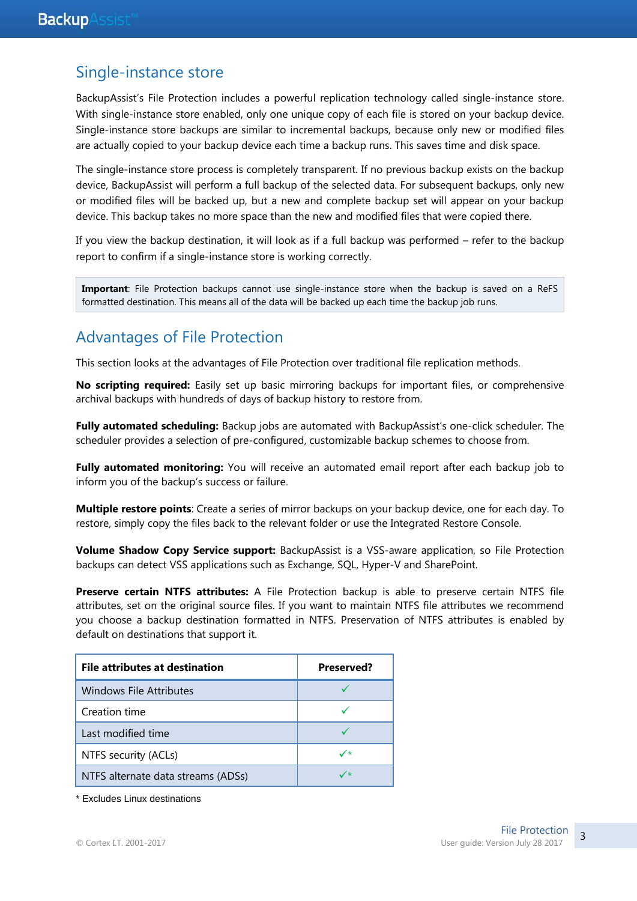## Single-instance store

BackupAssist's File Protection includes a powerful replication technology called single-instance store. With single-instance store enabled, only one unique copy of each file is stored on your backup device. Single-instance store backups are similar to incremental backups, because only new or modified files are actually copied to your backup device each time a backup runs. This saves time and disk space.

The single-instance store process is completely transparent. If no previous backup exists on the backup device, BackupAssist will perform a full backup of the selected data. For subsequent backups, only new or modified files will be backed up, but a new and complete backup set will appear on your backup device. This backup takes no more space than the new and modified files that were copied there.

If you view the backup destination, it will look as if a full backup was performed – refer to the backup report to confirm if a single-instance store is working correctly.

> **Important**: File Protection backups cannot use single-instance store when the backup is saved on a ReFS formatted destination. This means all of the data will be backed up each time the backup job runs.

## Advantages of File Protection

This section looks at the advantages of File Protection over traditional file replication methods.

**No scripting required:** Easily set up basic mirroring backups for important files, or comprehensive archival backups with hundreds of days of backup history to restore from.

**Fully automated scheduling:** Backup jobs are automated with BackupAssist's one-click scheduler. The scheduler provides a selection of pre-configured, customizable backup schemes to choose from.

**Fully automated monitoring:** You will receive an automated email report after each backup job to inform you of the backup's success or failure.

**Multiple restore points**: Create a series of mirror backups on your backup device, one for each day. To restore, simply copy the files back to the relevant folder or use the Integrated Restore Console.

**Volume Shadow Copy Service support:** BackupAssist is a VSS-aware application, so File Protection backups can detect VSS applications such as Exchange, SQL, Hyper-V and SharePoint.

**Preserve certain NTFS attributes:** A File Protection backup is able to preserve certain NTFS file attributes, set on the original source files. If you want to maintain NTFS file attributes we recommend you choose a backup destination formatted in NTFS. Preservation of NTFS attributes is enabled by default on destinations that support it.

| File attributes at destination | Preserved? |
| --- | --- |
| Windows File Attributes | ✓ |
| Creation time | ✓ |
| Last modified time | ✓ |
| NTFS security (ACLs) | ✓* |
| NTFS alternate data streams (ADSs) | ✓* |

* Excludes Linux destinations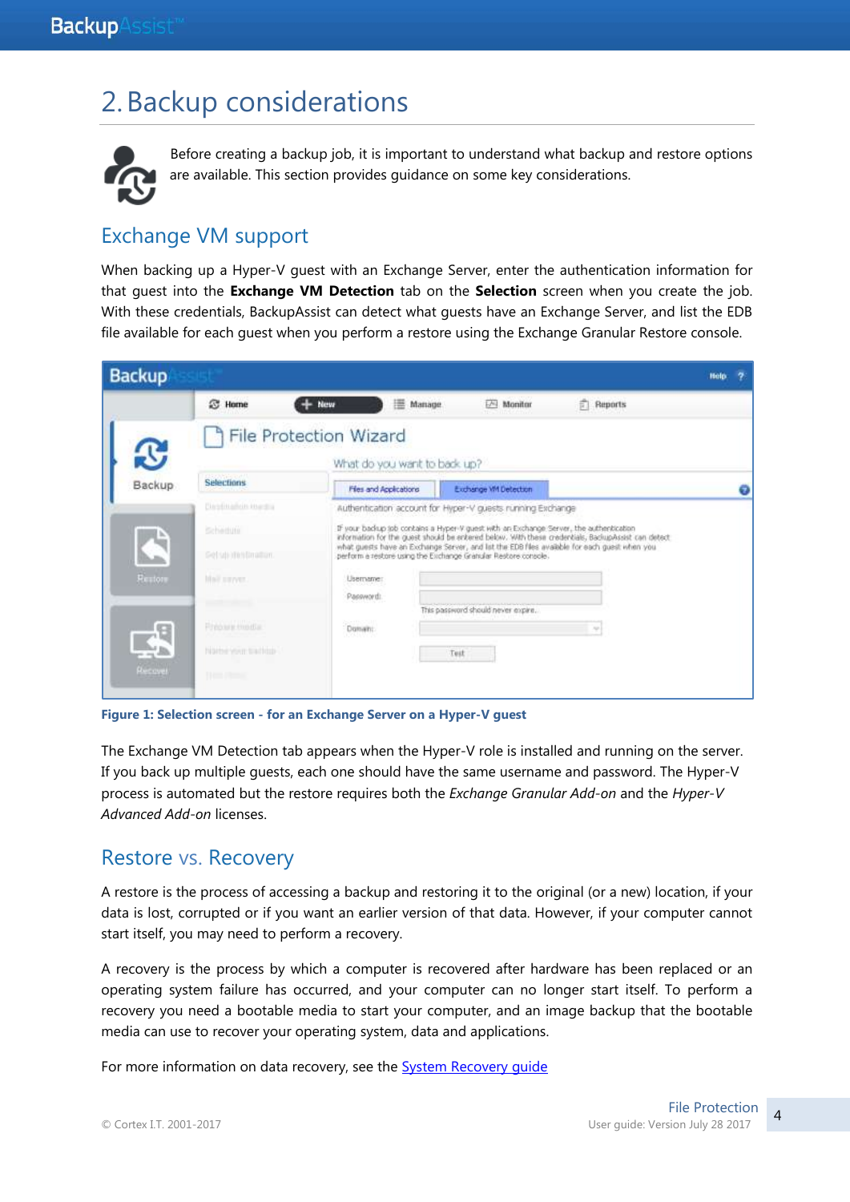# 2. Backup considerations

Before creating a backup job, it is important to understand what backup and restore options are available. This section provides guidance on some key considerations.

## Exchange VM support

When backing up a Hyper-V guest with an Exchange Server, enter the authentication information for that guest into the **Exchange VM Detection** tab on the **Selection** screen when you create the job. With these credentials, BackupAssist can detect what guests have an Exchange Server, and list the EDB file available for each guest when you perform a restore using the Exchange Granular Restore console.

**Figure 1: Selection screen - for an Exchange Server on a Hyper-V guest**

The Exchange VM Detection tab appears when the Hyper-V role is installed and running on the server. If you back up multiple guests, each one should have the same username and password. The Hyper-V process is automated but the restore requires both the *Exchange Granular Add-on* and the *Hyper-V Advanced Add-on* licenses.

## Restore vs. Recovery

A restore is the process of accessing a backup and restoring it to the original (or a new) location, if your data is lost, corrupted or if you want an earlier version of that data. However, if your computer cannot start itself, you may need to perform a recovery.

A recovery is the process by which a computer is recovered after hardware has been replaced or an operating system failure has occurred, and your computer can no longer start itself. To perform a recovery you need a bootable media to start your computer, and an image backup that the bootable media can use to recover your operating system, data and applications.

For more information on data recovery, see the System Recovery guide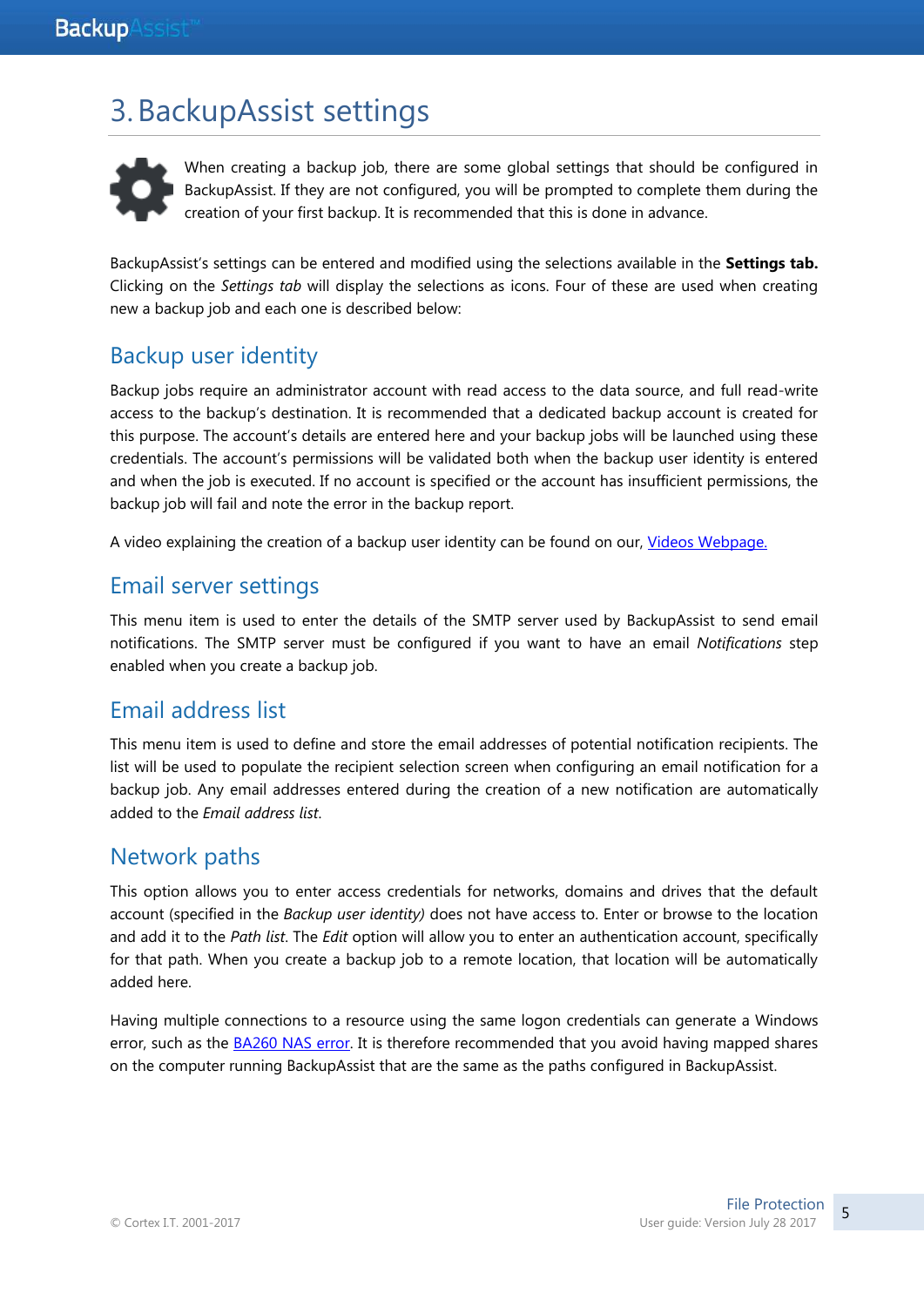# 3. BackupAssist settings

When creating a backup job, there are some global settings that should be configured in BackupAssist. If they are not configured, you will be prompted to complete them during the creation of your first backup. It is recommended that this is done in advance.

BackupAssist's settings can be entered and modified using the selections available in the **Settings tab.** Clicking on the *Settings tab* will display the selections as icons. Four of these are used when creating new a backup job and each one is described below:

## Backup user identity

Backup jobs require an administrator account with read access to the data source, and full read-write access to the backup's destination. It is recommended that a dedicated backup account is created for this purpose. The account's details are entered here and your backup jobs will be launched using these credentials. The account's permissions will be validated both when the backup user identity is entered and when the job is executed. If no account is specified or the account has insufficient permissions, the backup job will fail and note the error in the backup report.

A video explaining the creation of a backup user identity can be found on our, [Videos Webpage.]()

## Email server settings

This menu item is used to enter the details of the SMTP server used by BackupAssist to send email notifications. The SMTP server must be configured if you want to have an email *Notifications* step enabled when you create a backup job.

## Email address list

This menu item is used to define and store the email addresses of potential notification recipients. The list will be used to populate the recipient selection screen when configuring an email notification for a backup job. Any email addresses entered during the creation of a new notification are automatically added to the *Email address list*.

## Network paths

This option allows you to enter access credentials for networks, domains and drives that the default account (specified in the *Backup user identity)* does not have access to. Enter or browse to the location and add it to the *Path list*. The *Edit* option will allow you to enter an authentication account, specifically for that path. When you create a backup job to a remote location, that location will be automatically added here.

Having multiple connections to a resource using the same logon credentials can generate a Windows error, such as the [BA260 NAS error](). It is therefore recommended that you avoid having mapped shares on the computer running BackupAssist that are the same as the paths configured in BackupAssist.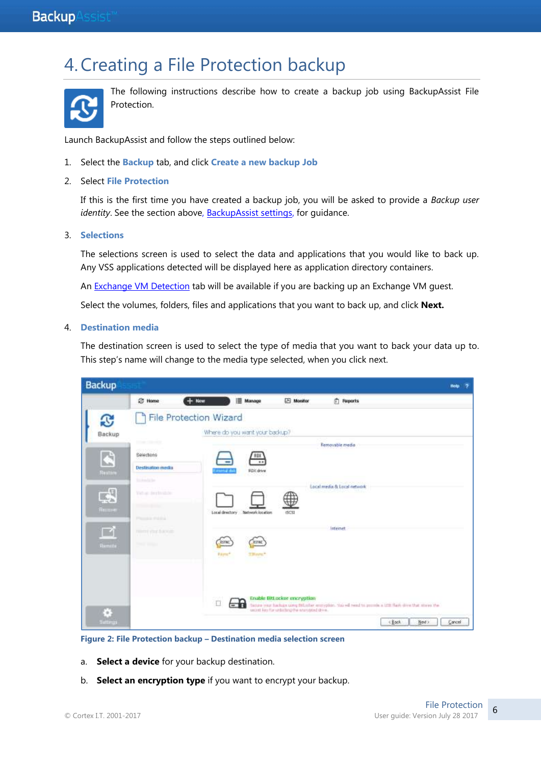# 4. Creating a File Protection backup

The following instructions describe how to create a backup job using BackupAssist File Protection.

Launch BackupAssist and follow the steps outlined below:

1. Select the **Backup** tab, and click **Create a new backup Job**
2. Select **File Protection**

   If this is the first time you have created a backup job, you will be asked to provide a *Backup user identity*. See the section above, BackupAssist settings, for guidance.

3. **Selections**

   The selections screen is used to select the data and applications that you would like to back up. Any VSS applications detected will be displayed here as application directory containers.

   An Exchange VM Detection tab will be available if you are backing up an Exchange VM guest.

   Select the volumes, folders, files and applications that you want to back up, and click **Next.**

4. **Destination media**

   The destination screen is used to select the type of media that you want to back your data up to. This step's name will change to the media type selected, when you click next.

   **Figure 2: File Protection backup – Destination media selection screen**

   a. **Select a device** for your backup destination.

   b. **Select an encryption type** if you want to encrypt your backup.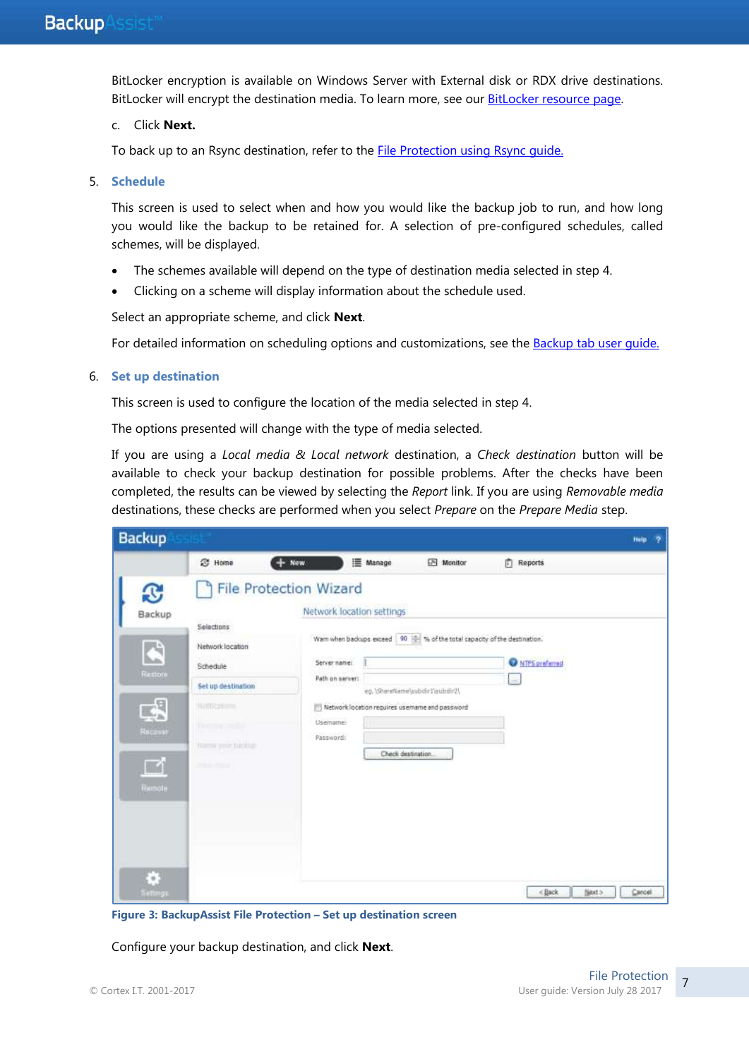BitLocker encryption is available on Windows Server with External disk or RDX drive destinations. BitLocker will encrypt the destination media. To learn more, see our BitLocker resource page.

c. Click **Next.**

To back up to an Rsync destination, refer to the File Protection using Rsync guide.

5. **Schedule**

This screen is used to select when and how you would like the backup job to run, and how long you would like the backup to be retained for. A selection of pre-configured schedules, called schemes, will be displayed.

- The schemes available will depend on the type of destination media selected in step 4.
- Clicking on a scheme will display information about the schedule used.

Select an appropriate scheme, and click **Next**.

For detailed information on scheduling options and customizations, see the Backup tab user guide.

6. **Set up destination**

This screen is used to configure the location of the media selected in step 4.

The options presented will change with the type of media selected.

If you are using a *Local media & Local network* destination, a *Check destination* button will be available to check your backup destination for possible problems. After the checks have been completed, the results can be viewed by selecting the *Report* link. If you are using *Removable media* destinations, these checks are performed when you select *Prepare* on the *Prepare Media* step.

**Figure 3: BackupAssist File Protection – Set up destination screen**

Configure your backup destination, and click **Next**.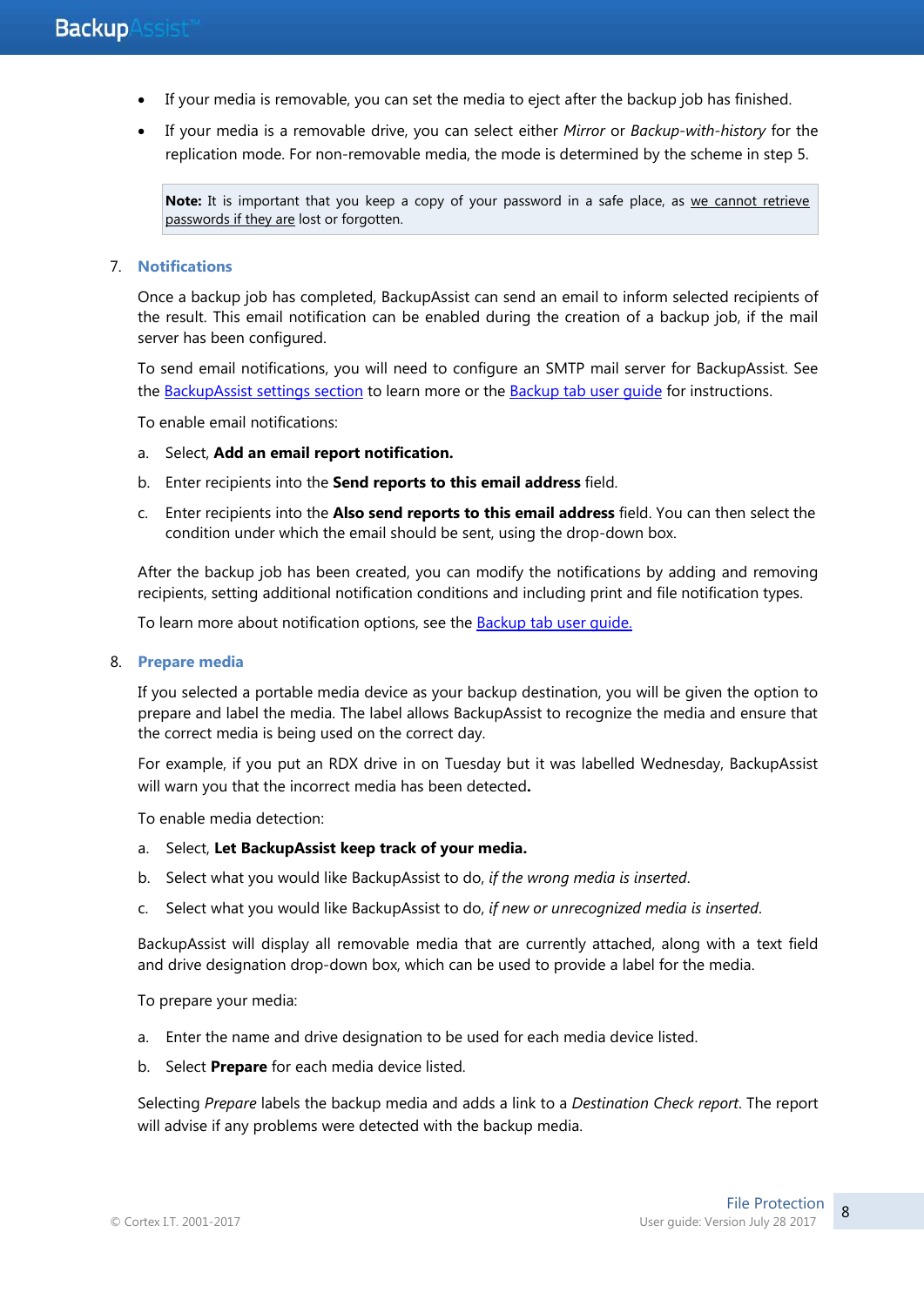- If your media is removable, you can set the media to eject after the backup job has finished.
- If your media is a removable drive, you can select either *Mirror* or *Backup-with-history* for the replication mode. For non-removable media, the mode is determined by the scheme in step 5.

> **Note:** It is important that you keep a copy of your password in a safe place, as we cannot retrieve passwords if they are lost or forgotten.

7. **Notifications**

   Once a backup job has completed, BackupAssist can send an email to inform selected recipients of the result. This email notification can be enabled during the creation of a backup job, if the mail server has been configured.

   To send email notifications, you will need to configure an SMTP mail server for BackupAssist. See the BackupAssist settings section to learn more or the Backup tab user guide for instructions.

   To enable email notifications:

   a. Select, **Add an email report notification.**

   b. Enter recipients into the **Send reports to this email address** field.

   c. Enter recipients into the **Also send reports to this email address** field. You can then select the condition under which the email should be sent, using the drop-down box.

   After the backup job has been created, you can modify the notifications by adding and removing recipients, setting additional notification conditions and including print and file notification types.

   To learn more about notification options, see the Backup tab user guide.

8. **Prepare media**

   If you selected a portable media device as your backup destination, you will be given the option to prepare and label the media. The label allows BackupAssist to recognize the media and ensure that the correct media is being used on the correct day.

   For example, if you put an RDX drive in on Tuesday but it was labelled Wednesday, BackupAssist will warn you that the incorrect media has been detected.

   To enable media detection:

   a. Select, **Let BackupAssist keep track of your media.**

   b. Select what you would like BackupAssist to do, *if the wrong media is inserted*.

   c. Select what you would like BackupAssist to do, *if new or unrecognized media is inserted*.

   BackupAssist will display all removable media that are currently attached, along with a text field and drive designation drop-down box, which can be used to provide a label for the media.

   To prepare your media:

   a. Enter the name and drive designation to be used for each media device listed.

   b. Select **Prepare** for each media device listed.

   Selecting *Prepare* labels the backup media and adds a link to a *Destination Check report*. The report will advise if any problems were detected with the backup media.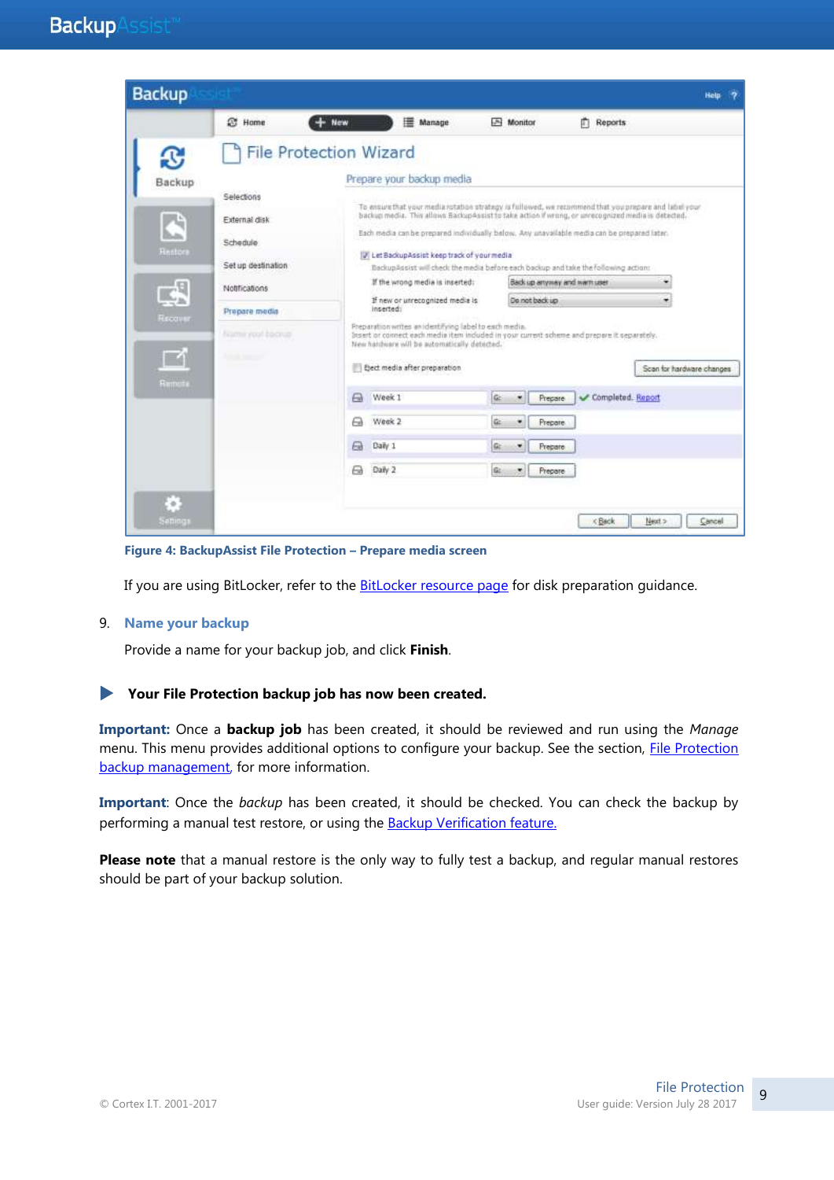Figure 4: BackupAssist File Protection – Prepare media screen

If you are using BitLocker, refer to the BitLocker resource page for disk preparation guidance.

9. **Name your backup**

   Provide a name for your backup job, and click **Finish**.

▶ **Your File Protection backup job has now been created.**

**Important:** Once a **backup job** has been created, it should be reviewed and run using the *Manage* menu. This menu provides additional options to configure your backup. See the section, File Protection backup management, for more information.

**Important**: Once the *backup* has been created, it should be checked. You can check the backup by performing a manual test restore, or using the Backup Verification feature.

**Please note** that a manual restore is the only way to fully test a backup, and regular manual restores should be part of your backup solution.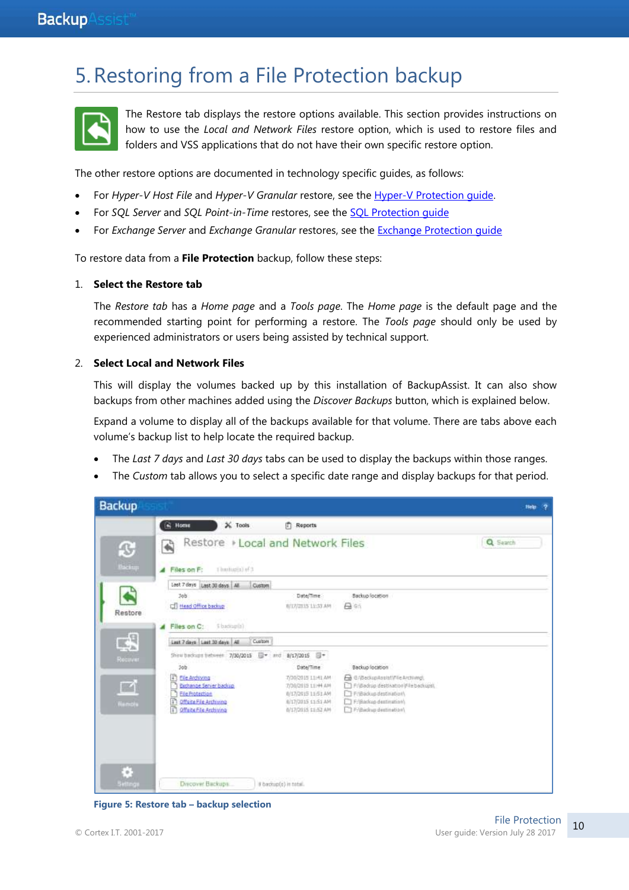# 5. Restoring from a File Protection backup

The Restore tab displays the restore options available. This section provides instructions on how to use the *Local and Network Files* restore option, which is used to restore files and folders and VSS applications that do not have their own specific restore option.

The other restore options are documented in technology specific guides, as follows:

- For *Hyper-V Host File* and *Hyper-V Granular* restore, see the Hyper-V Protection guide.
- For *SQL Server* and *SQL Point-in-Time* restores, see the SQL Protection guide
- For *Exchange Server* and *Exchange Granular* restores, see the Exchange Protection guide

To restore data from a **File Protection** backup, follow these steps:

1. **Select the Restore tab**

   The *Restore tab* has a *Home page* and a *Tools page*. The *Home page* is the default page and the recommended starting point for performing a restore. The *Tools page* should only be used by experienced administrators or users being assisted by technical support.

2. **Select Local and Network Files**

   This will display the volumes backed up by this installation of BackupAssist. It can also show backups from other machines added using the *Discover Backups* button, which is explained below.

   Expand a volume to display all of the backups available for that volume. There are tabs above each volume's backup list to help locate the required backup.

   - The *Last 7 days* and *Last 30 days* tabs can be used to display the backups within those ranges.
   - The *Custom* tab allows you to select a specific date range and display backups for that period.

**Figure 5: Restore tab – backup selection**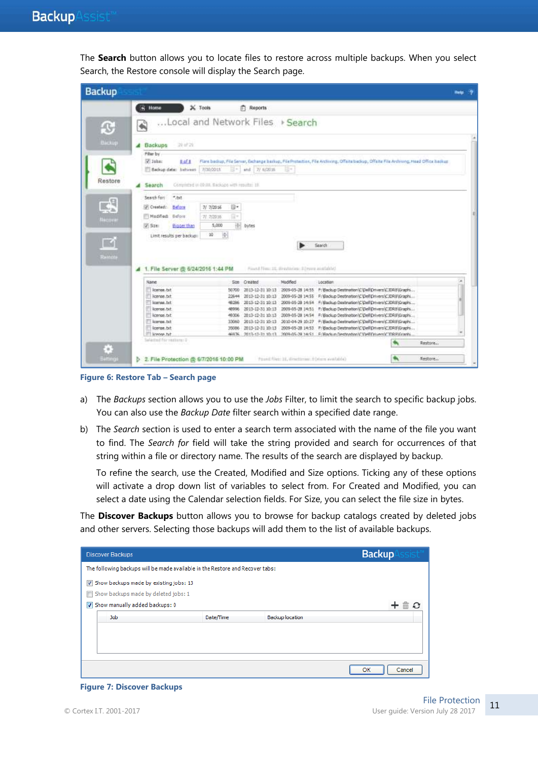The **Search** button allows you to locate files to restore across multiple backups. When you select Search, the Restore console will display the Search page.

Figure 6: Restore Tab – Search page

a) The *Backups* section allows you to use the *Jobs* Filter, to limit the search to specific backup jobs. You can also use the *Backup Date* filter search within a specified date range.

b) The *Search* section is used to enter a search term associated with the name of the file you want to find. The *Search for* field will take the string provided and search for occurrences of that string within a file or directory name. The results of the search are displayed by backup.

   To refine the search, use the Created, Modified and Size options. Ticking any of these options will activate a drop down list of variables to select from. For Created and Modified, you can select a date using the Calendar selection fields. For Size, you can select the file size in bytes.

The **Discover Backups** button allows you to browse for backup catalogs created by deleted jobs and other servers. Selecting those backups will add them to the list of available backups.

Figure 7: Discover Backups

© Cortex I.T. 2001-2017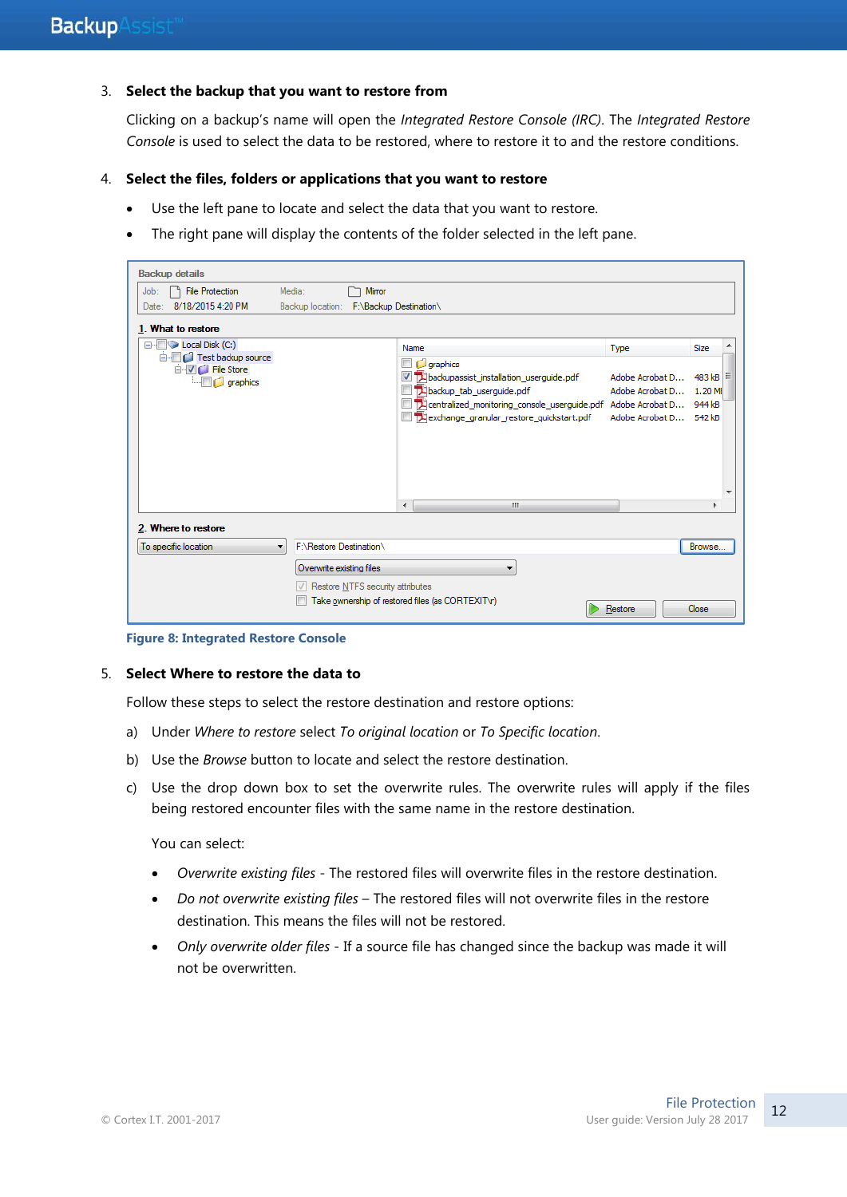3. **Select the backup that you want to restore from**

   Clicking on a backup's name will open the *Integrated Restore Console (IRC)*. The *Integrated Restore Console* is used to select the data to be restored, where to restore it to and the restore conditions.

4. **Select the files, folders or applications that you want to restore**

   - Use the left pane to locate and select the data that you want to restore.
   - The right pane will display the contents of the folder selected in the left pane.

Figure 8: Integrated Restore Console

5. **Select Where to restore the data to**

   Follow these steps to select the restore destination and restore options:

   a) Under *Where to restore* select *To original location* or *To Specific location*.

   b) Use the *Browse* button to locate and select the restore destination.

   c) Use the drop down box to set the overwrite rules. The overwrite rules will apply if the files being restored encounter files with the same name in the restore destination.

   You can select:

   - *Overwrite existing files* - The restored files will overwrite files in the restore destination.
   - *Do not overwrite existing files* – The restored files will not overwrite files in the restore destination. This means the files will not be restored.
   - *Only overwrite older files* - If a source file has changed since the backup was made it will not be overwritten.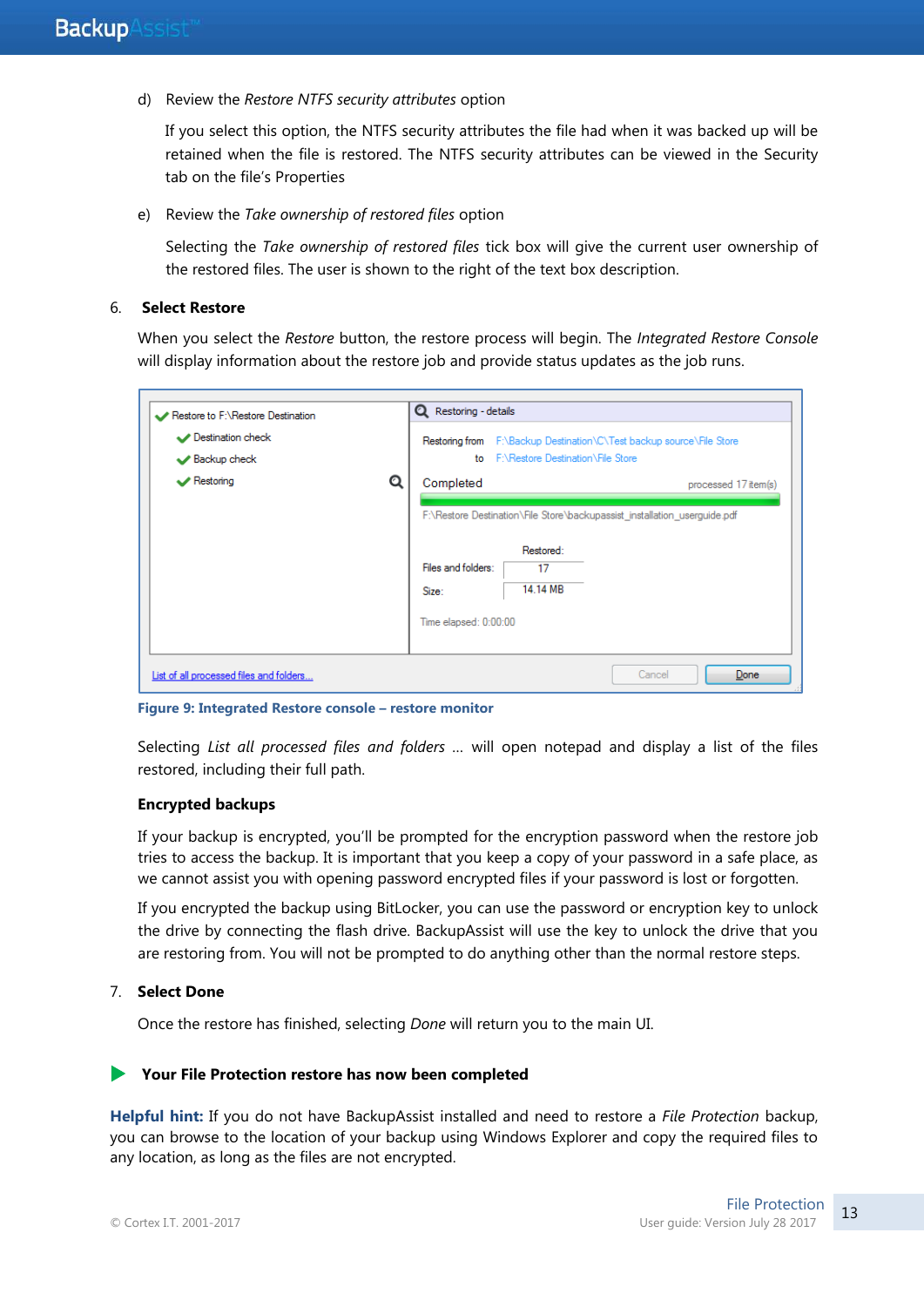d) Review the *Restore NTFS security attributes* option

If you select this option, the NTFS security attributes the file had when it was backed up will be retained when the file is restored. The NTFS security attributes can be viewed in the Security tab on the file's Properties

e) Review the *Take ownership of restored files* option

Selecting the *Take ownership of restored files* tick box will give the current user ownership of the restored files. The user is shown to the right of the text box description.

6. **Select Restore**

When you select the *Restore* button, the restore process will begin. The *Integrated Restore Console* will display information about the restore job and provide status updates as the job runs.

**Figure 9: Integrated Restore console – restore monitor**

Selecting *List all processed files and folders* … will open notepad and display a list of the files restored, including their full path.

**Encrypted backups**

If your backup is encrypted, you'll be prompted for the encryption password when the restore job tries to access the backup. It is important that you keep a copy of your password in a safe place, as we cannot assist you with opening password encrypted files if your password is lost or forgotten.

If you encrypted the backup using BitLocker, you can use the password or encryption key to unlock the drive by connecting the flash drive. BackupAssist will use the key to unlock the drive that you are restoring from. You will not be prompted to do anything other than the normal restore steps.

7. **Select Done**

Once the restore has finished, selecting *Done* will return you to the main UI.

**Your File Protection restore has now been completed**

**Helpful hint:** If you do not have BackupAssist installed and need to restore a *File Protection* backup, you can browse to the location of your backup using Windows Explorer and copy the required files to any location, as long as the files are not encrypted.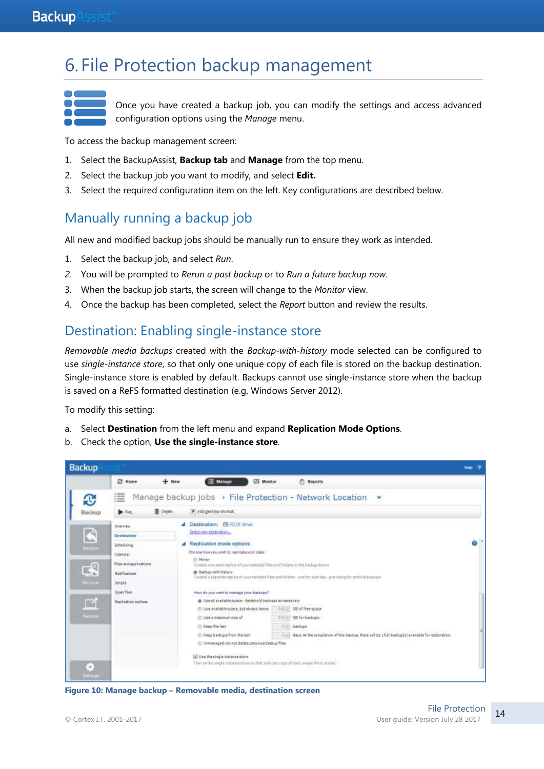# 6. File Protection backup management

Once you have created a backup job, you can modify the settings and access advanced configuration options using the *Manage* menu.

To access the backup management screen:

1. Select the BackupAssist, **Backup tab** and **Manage** from the top menu.
2. Select the backup job you want to modify, and select **Edit.**
3. Select the required configuration item on the left. Key configurations are described below.

## Manually running a backup job

All new and modified backup jobs should be manually run to ensure they work as intended.

1. Select the backup job, and select *Run*.
2. You will be prompted to *Rerun a past backup* or to *Run a future backup now.*
3. When the backup job starts, the screen will change to the *Monitor* view.
4. Once the backup has been completed, select the *Report* button and review the results.

## Destination: Enabling single-instance store

*Removable media backups* created with the *Backup-with-history* mode selected can be configured to use *single-instance store*, so that only one unique copy of each file is stored on the backup destination. Single-instance store is enabled by default. Backups cannot use single-instance store when the backup is saved on a ReFS formatted destination (e.g. Windows Server 2012).

To modify this setting:

a. Select **Destination** from the left menu and expand **Replication Mode Options**.
b. Check the option, **Use the single-instance store**.

**Figure 10: Manage backup – Removable media, destination screen**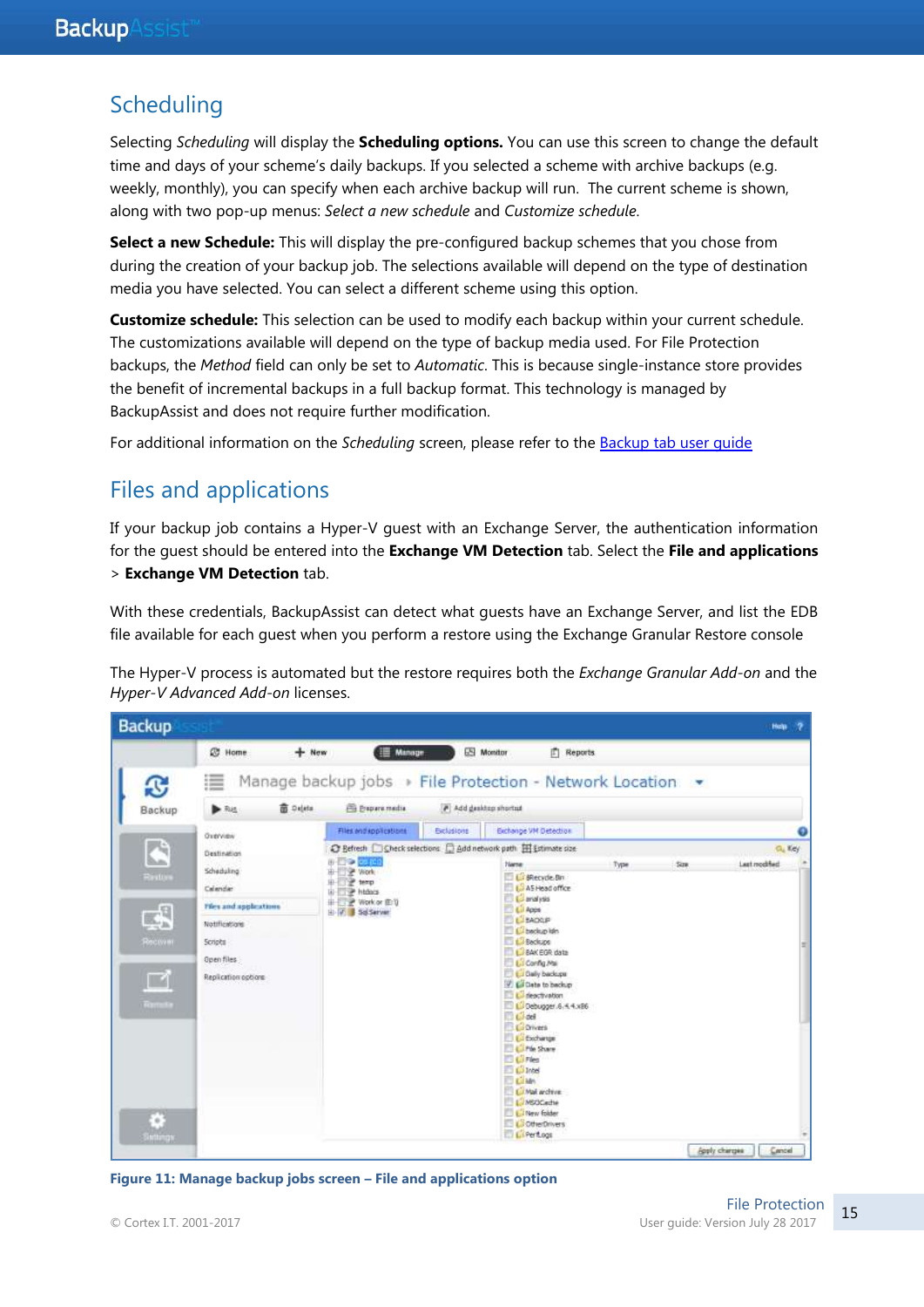## Scheduling

Selecting *Scheduling* will display the **Scheduling options.** You can use this screen to change the default time and days of your scheme's daily backups. If you selected a scheme with archive backups (e.g. weekly, monthly), you can specify when each archive backup will run. The current scheme is shown, along with two pop-up menus: *Select a new schedule* and *Customize schedule*.

**Select a new Schedule:** This will display the pre-configured backup schemes that you chose from during the creation of your backup job. The selections available will depend on the type of destination media you have selected. You can select a different scheme using this option.

**Customize schedule:** This selection can be used to modify each backup within your current schedule. The customizations available will depend on the type of backup media used. For File Protection backups, the *Method* field can only be set to *Automatic*. This is because single-instance store provides the benefit of incremental backups in a full backup format. This technology is managed by BackupAssist and does not require further modification.

For additional information on the *Scheduling* screen, please refer to the Backup tab user guide

## Files and applications

If your backup job contains a Hyper-V guest with an Exchange Server, the authentication information for the guest should be entered into the **Exchange VM Detection** tab. Select the **File and applications** > **Exchange VM Detection** tab.

With these credentials, BackupAssist can detect what guests have an Exchange Server, and list the EDB file available for each guest when you perform a restore using the Exchange Granular Restore console

The Hyper-V process is automated but the restore requires both the *Exchange Granular Add-on* and the *Hyper-V Advanced Add-on* licenses.

**Figure 11: Manage backup jobs screen – File and applications option**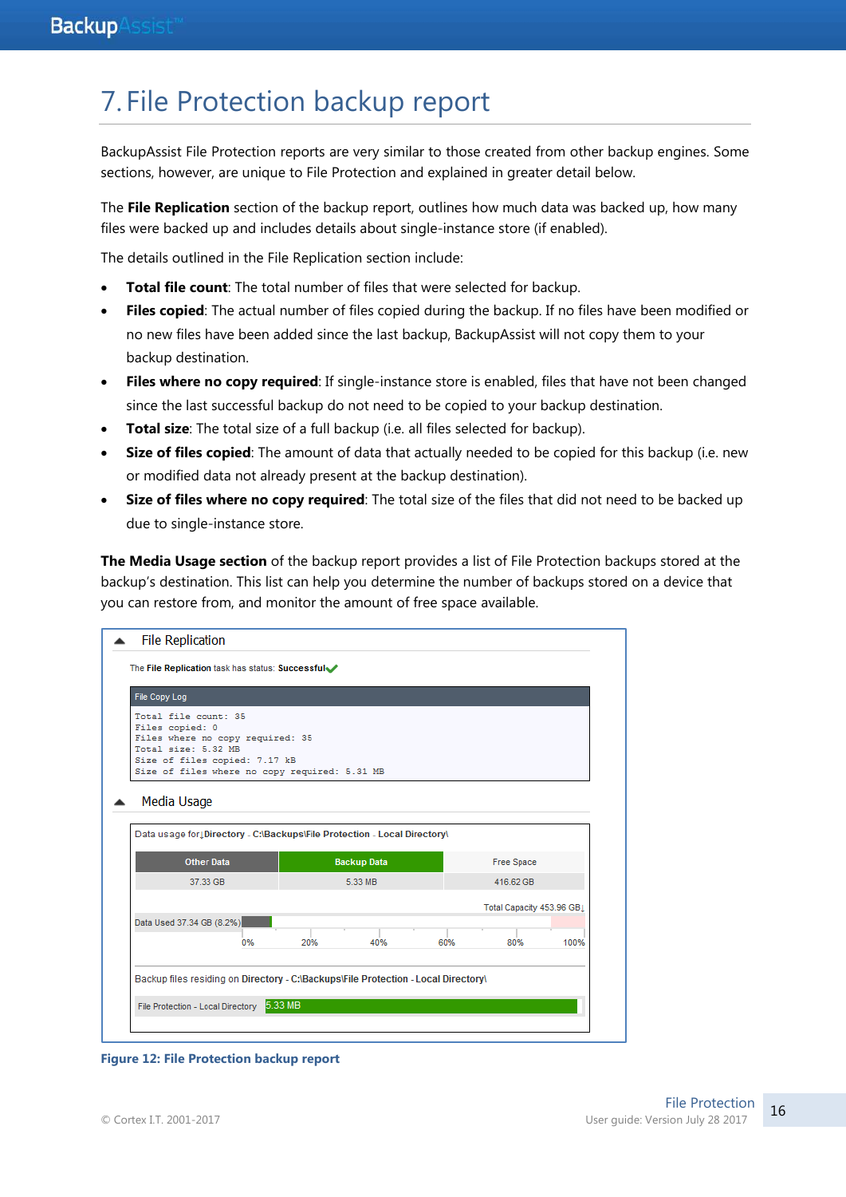// 7. File Protection backup report

# 7. File Protection backup report

BackupAssist File Protection reports are very similar to those created from other backup engines. Some sections, however, are unique to File Protection and explained in greater detail below.

The **File Replication** section of the backup report, outlines how much data was backed up, how many files were backed up and includes details about single-instance store (if enabled).

The details outlined in the File Replication section include:

- **Total file count**: The total number of files that were selected for backup.
- **Files copied**: The actual number of files copied during the backup. If no files have been modified or no new files have been added since the last backup, BackupAssist will not copy them to your backup destination.
- **Files where no copy required**: If single-instance store is enabled, files that have not been changed since the last successful backup do not need to be copied to your backup destination.
- **Total size**: The total size of a full backup (i.e. all files selected for backup).
- **Size of files copied**: The amount of data that actually needed to be copied for this backup (i.e. new or modified data not already present at the backup destination).
- **Size of files where no copy required**: The total size of the files that did not need to be backed up due to single-instance store.

**The Media Usage section** of the backup report provides a list of File Protection backups stored at the backup's destination. This list can help you determine the number of backups stored on a device that you can restore from, and monitor the amount of free space available.

File Replication

The **File Replication** task has status: **Successful**

File Copy Log

```
Total file count: 35
Files copied: 0
Files where no copy required: 35
Total size: 5.32 MB
Size of files copied: 7.17 kB
Size of files where no copy required: 5.31 MB
```

Media Usage

Data usage for **Directory - C:\Backups\File Protection - Local Directory\**

| Other Data | Backup Data | Free Space |
|---|---|---|
| 37.33 GB | 5.33 MB | 416.62 GB |

Total Capacity 453.96 GB

Data Used 37.34 GB (8.2%)

0% 20% 40% 60% 80% 100%

Backup files residing on **Directory - C:\Backups\File Protection - Local Directory\**

File Protection - Local Directory 5.33 MB

**Figure 12: File Protection backup report**